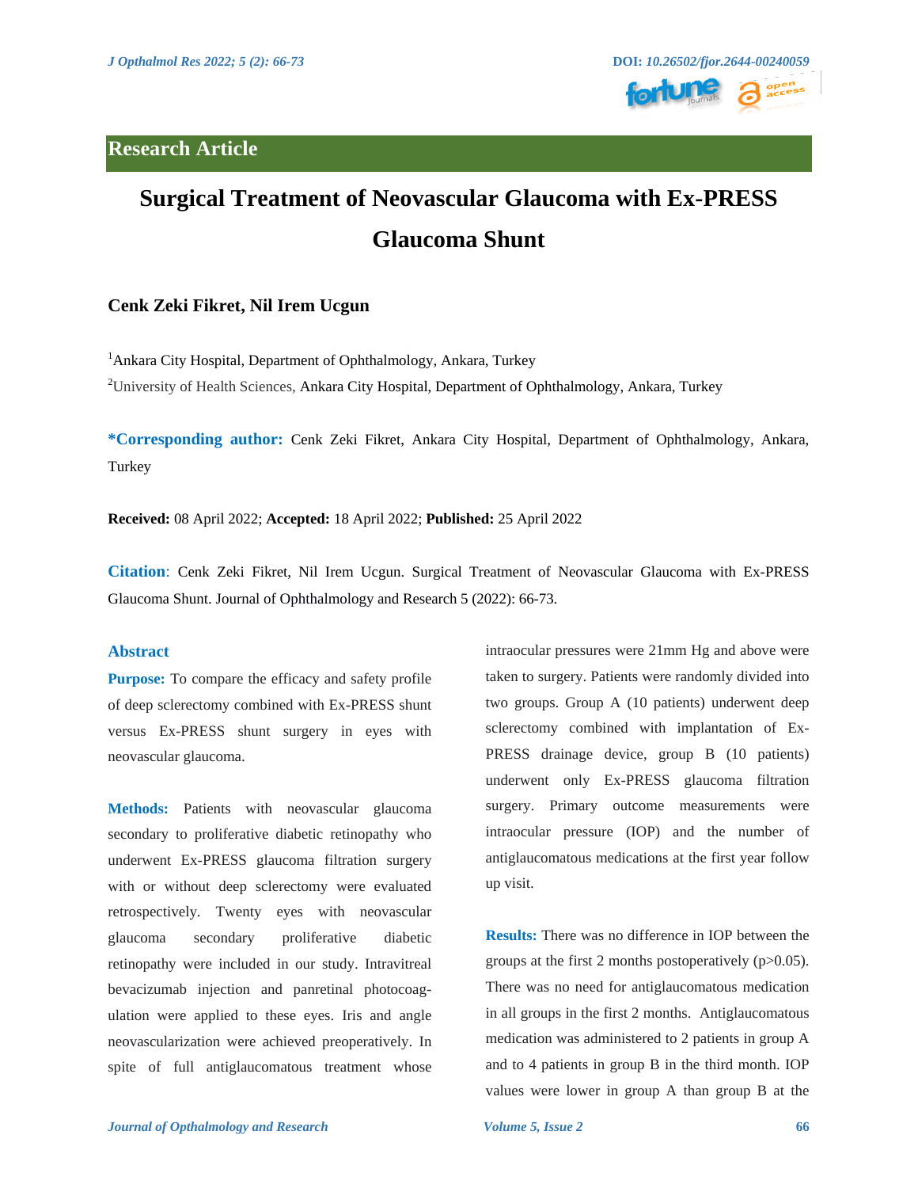Research Article

# Surgical Treatment of Neovascular Glaucoma with Ex-PRESS Glaucoma Shunt

**Cenk Zeki Fikret, Nil Irem Ucgun**

[1]Ankara City Hospital, Department of Ophthalmology, Ankara, Turkey

[2]University of Health Sciences, Ankara City Hospital, Department of Ophthalmology, Ankara, Turkey

***Corresponding author:** Cenk Zeki Fikret, Ankara City Hospital, Department of Ophthalmology, Ankara, Turkey

**Received:** 08 April 2022; **Accepted:** 18 April 2022; **Published:** 25 April 2022

**Citation**: Cenk Zeki Fikret, Nil Irem Ucgun. Surgical Treatment of Neovascular Glaucoma with Ex-PRESS Glaucoma Shunt. Journal of Ophthalmology and Research 5 (2022): 66-73.

## Abstract

**Purpose:** To compare the efficacy and safety profile of deep sclerectomy combined with Ex-PRESS shunt versus Ex-PRESS shunt surgery in eyes with neovascular glaucoma.

**Methods:** Patients with neovascular glaucoma secondary to proliferative diabetic retinopathy who underwent Ex-PRESS glaucoma filtration surgery with or without deep sclerectomy were evaluated retrospectively. Twenty eyes with neovascular glaucoma secondary proliferative diabetic retinopathy were included in our study. Intravitreal bevacizumab injection and panretinal photocoagulation were applied to these eyes. Iris and angle neovascularization were achieved preoperatively. In spite of full antiglaucomatous treatment whose intraocular pressures were 21mm Hg and above were taken to surgery. Patients were randomly divided into two groups. Group A (10 patients) underwent deep sclerectomy combined with implantation of Ex-PRESS drainage device, group B (10 patients) underwent only Ex-PRESS glaucoma filtration surgery. Primary outcome measurements were intraocular pressure (IOP) and the number of antiglaucomatous medications at the first year follow up visit.

**Results:** There was no difference in IOP between the groups at the first 2 months postoperatively ($p>0.05$). There was no need for antiglaucomatous medication in all groups in the first 2 months. Antiglaucomatous medication was administered to 2 patients in group A and to 4 patients in group B in the third month. IOP values were lower in group A than group B at the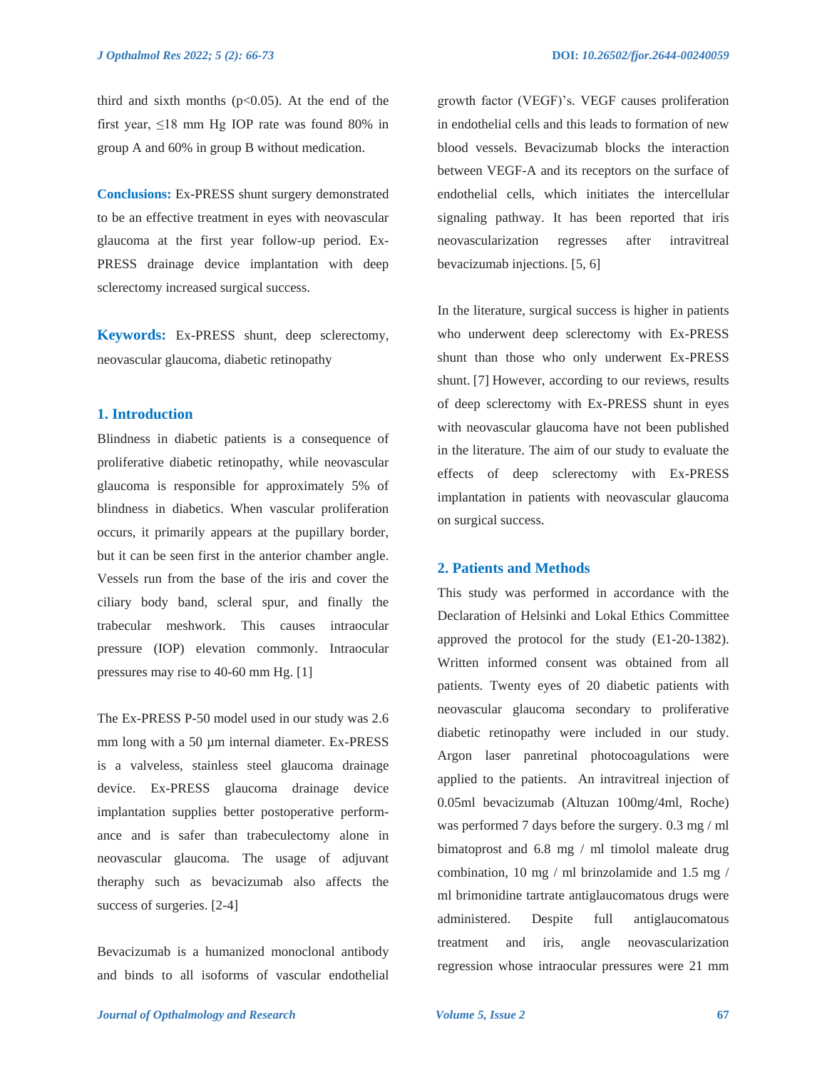third and sixth months ($p<0.05$). At the end of the first year, ≤18 mm Hg IOP rate was found 80% in group A and 60% in group B without medication.

**Conclusions:** Ex-PRESS shunt surgery demonstrated to be an effective treatment in eyes with neovascular glaucoma at the first year follow-up period. Ex-PRESS drainage device implantation with deep sclerectomy increased surgical success.

**Keywords:** Ex-PRESS shunt, deep sclerectomy, neovascular glaucoma, diabetic retinopathy

## 1. Introduction

Blindness in diabetic patients is a consequence of proliferative diabetic retinopathy, while neovascular glaucoma is responsible for approximately 5% of blindness in diabetics. When vascular proliferation occurs, it primarily appears at the pupillary border, but it can be seen first in the anterior chamber angle. Vessels run from the base of the iris and cover the ciliary body band, scleral spur, and finally the trabecular meshwork. This causes intraocular pressure (IOP) elevation commonly. Intraocular pressures may rise to 40-60 mm Hg. [1]

The Ex-PRESS P-50 model used in our study was 2.6 mm long with a 50 µm internal diameter. Ex-PRESS is a valveless, stainless steel glaucoma drainage device. Ex-PRESS glaucoma drainage device implantation supplies better postoperative performance and is safer than trabeculectomy alone in neovascular glaucoma. The usage of adjuvant theraphy such as bevacizumab also affects the success of surgeries. [2-4]

Bevacizumab is a humanized monoclonal antibody and binds to all isoforms of vascular endothelial growth factor (VEGF)'s. VEGF causes proliferation in endothelial cells and this leads to formation of new blood vessels. Bevacizumab blocks the interaction between VEGF-A and its receptors on the surface of endothelial cells, which initiates the intercellular signaling pathway. It has been reported that iris neovascularization regresses after intravitreal bevacizumab injections. [5, 6]

In the literature, surgical success is higher in patients who underwent deep sclerectomy with Ex-PRESS shunt than those who only underwent Ex-PRESS shunt. [7] However, according to our reviews, results of deep sclerectomy with Ex-PRESS shunt in eyes with neovascular glaucoma have not been published in the literature. The aim of our study to evaluate the effects of deep sclerectomy with Ex-PRESS implantation in patients with neovascular glaucoma on surgical success.

## 2. Patients and Methods

This study was performed in accordance with the Declaration of Helsinki and Lokal Ethics Committee approved the protocol for the study (E1-20-1382). Written informed consent was obtained from all patients. Twenty eyes of 20 diabetic patients with neovascular glaucoma secondary to proliferative diabetic retinopathy were included in our study. Argon laser panretinal photocoagulations were applied to the patients. An intravitreal injection of 0.05ml bevacizumab (Altuzan 100mg/4ml, Roche) was performed 7 days before the surgery. 0.3 mg / ml bimatoprost and 6.8 mg / ml timolol maleate drug combination, 10 mg / ml brinzolamide and 1.5 mg / ml brimonidine tartrate antiglaucomatous drugs were administered. Despite full antiglaucomatous treatment and iris, angle neovascularization regression whose intraocular pressures were 21 mm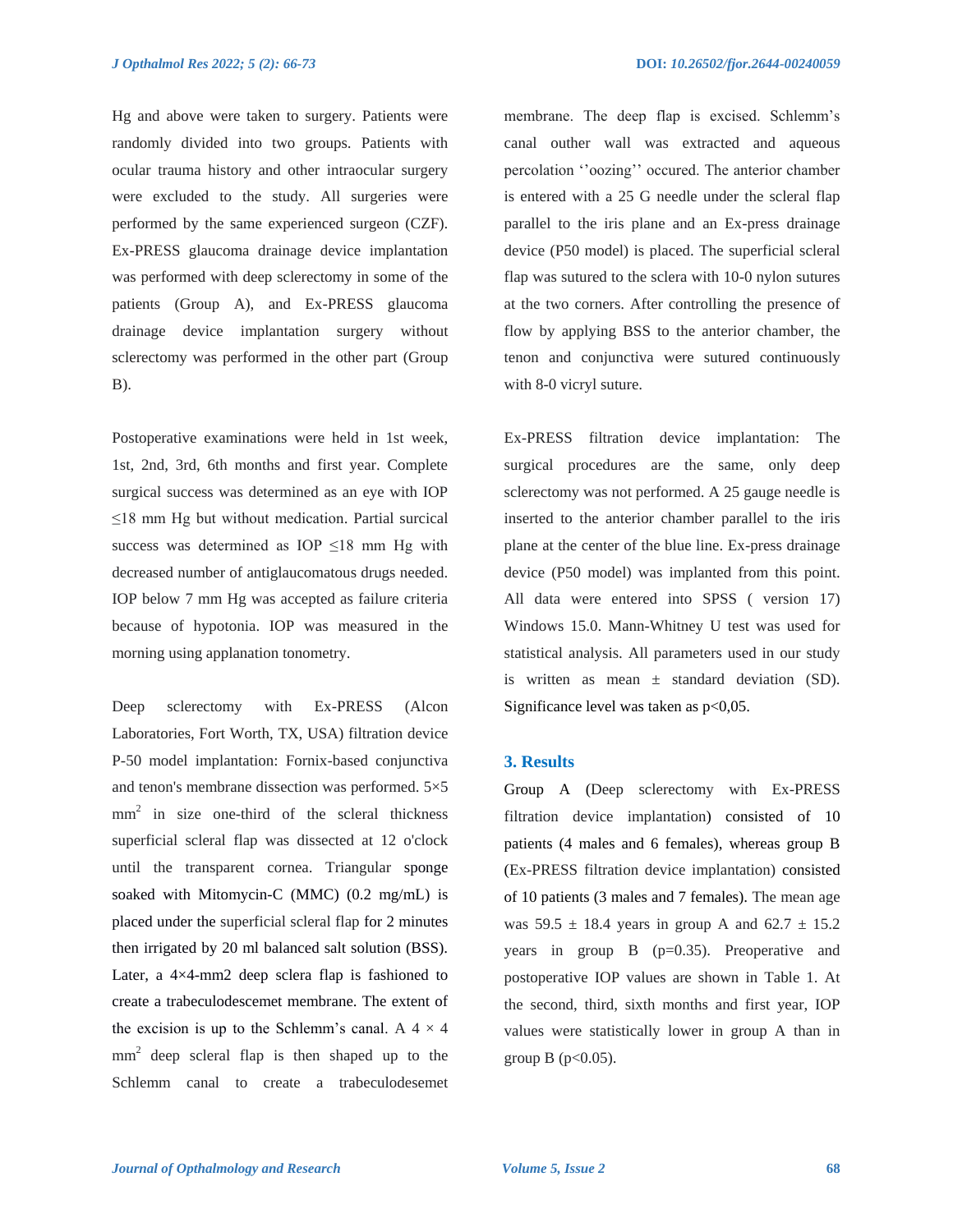Hg and above were taken to surgery. Patients were randomly divided into two groups. Patients with ocular trauma history and other intraocular surgery were excluded to the study. All surgeries were performed by the same experienced surgeon (CZF). Ex-PRESS glaucoma drainage device implantation was performed with deep sclerectomy in some of the patients (Group A), and Ex-PRESS glaucoma drainage device implantation surgery without sclerectomy was performed in the other part (Group B).

Postoperative examinations were held in 1st week, 1st, 2nd, 3rd, 6th months and first year. Complete surgical success was determined as an eye with IOP ≤18 mm Hg but without medication. Partial surcical success was determined as IOP ≤18 mm Hg with decreased number of antiglaucomatous drugs needed. IOP below 7 mm Hg was accepted as failure criteria because of hypotonia. IOP was measured in the morning using applanation tonometry.

Deep sclerectomy with Ex-PRESS (Alcon Laboratories, Fort Worth, TX, USA) filtration device P-50 model implantation: Fornix-based conjunctiva and tenon's membrane dissection was performed. 5×5 $mm^2$ in size one-third of the scleral thickness superficial scleral flap was dissected at 12 o'clock until the transparent cornea. Triangular sponge soaked with Mitomycin-C (MMC) (0.2 mg/mL) is placed under the superficial scleral flap for 2 minutes then irrigated by 20 ml balanced salt solution (BSS). Later, a 4×4-mm2 deep sclera flap is fashioned to create a trabeculodescemet membrane. The extent of the excision is up to the Schlemm's canal. A 4 × 4 $mm^2$ deep scleral flap is then shaped up to the Schlemm canal to create a trabeculodesemet membrane. The deep flap is excised. Schlemm's canal outher wall was extracted and aqueous percolation ''oozing'' occured. The anterior chamber is entered with a 25 G needle under the scleral flap parallel to the iris plane and an Ex-press drainage device (P50 model) is placed. The superficial scleral flap was sutured to the sclera with 10-0 nylon sutures at the two corners. After controlling the presence of flow by applying BSS to the anterior chamber, the tenon and conjunctiva were sutured continuously with 8-0 vicryl suture.

Ex-PRESS filtration device implantation: The surgical procedures are the same, only deep sclerectomy was not performed. A 25 gauge needle is inserted to the anterior chamber parallel to the iris plane at the center of the blue line. Ex-press drainage device (P50 model) was implanted from this point. All data were entered into SPSS ( version 17) Windows 15.0. Mann-Whitney U test was used for statistical analysis. All parameters used in our study is written as mean ± standard deviation (SD). Significance level was taken as p<0,05.

## 3. Results

Group A (Deep sclerectomy with Ex-PRESS filtration device implantation) consisted of 10 patients (4 males and 6 females), whereas group B (Ex-PRESS filtration device implantation) consisted of 10 patients (3 males and 7 females). The mean age was 59.5 ± 18.4 years in group A and 62.7 ± 15.2 years in group B (p=0.35). Preoperative and postoperative IOP values are shown in Table 1. At the second, third, sixth months and first year, IOP values were statistically lower in group A than in group B (p<0.05).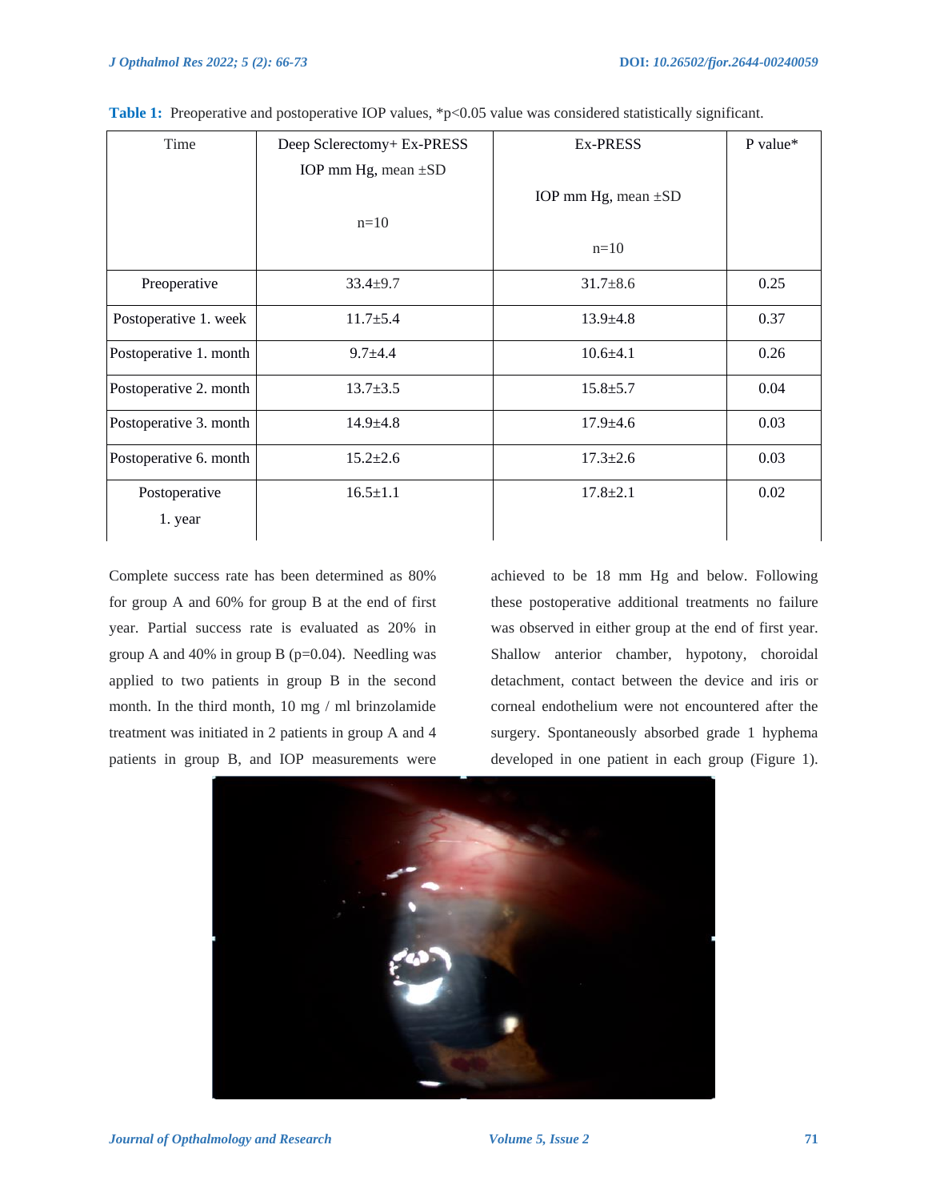**Table 1:** Preoperative and postoperative IOP values, *p<0.05 value was considered statistically significant.

| Time | Deep Sclerectomy+ Ex-PRESS IOP mm Hg, mean ±SD n=10 | Ex-PRESS IOP mm Hg, mean ±SD n=10 | P value* |
|---|---|---|---|
| Preoperative | 33.4±9.7 | 31.7±8.6 | 0.25 |
| Postoperative 1. week | 11.7±5.4 | 13.9±4.8 | 0.37 |
| Postoperative 1. month | 9.7±4.4 | 10.6±4.1 | 0.26 |
| Postoperative 2. month | 13.7±3.5 | 15.8±5.7 | 0.04 |
| Postoperative 3. month | 14.9±4.8 | 17.9±4.6 | 0.03 |
| Postoperative 6. month | 15.2±2.6 | 17.3±2.6 | 0.03 |
| Postoperative 1. year | 16.5±1.1 | 17.8±2.1 | 0.02 |

Complete success rate has been determined as 80% for group A and 60% for group B at the end of first year. Partial success rate is evaluated as 20% in group A and 40% in group B (p=0.04). Needling was applied to two patients in group B in the second month. In the third month, 10 mg / ml brinzolamide treatment was initiated in 2 patients in group A and 4 patients in group B, and IOP measurements were achieved to be 18 mm Hg and below. Following these postoperative additional treatments no failure was observed in either group at the end of first year. Shallow anterior chamber, hypotony, choroidal detachment, contact between the device and iris or corneal endothelium were not encountered after the surgery. Spontaneously absorbed grade 1 hyphema developed in one patient in each group (Figure 1).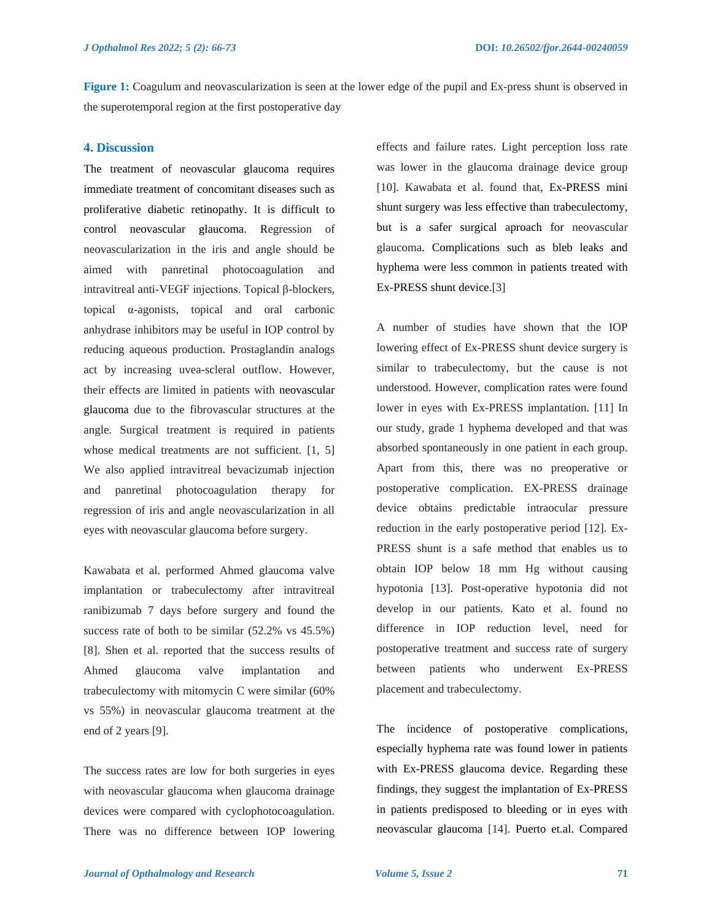**Figure 1:** Coagulum and neovascularization is seen at the lower edge of the pupil and Ex-press shunt is observed in the superotemporal region at the first postoperative day

## 4. Discussion

The treatment of neovascular glaucoma requires immediate treatment of concomitant diseases such as proliferative diabetic retinopathy. It is difficult to control neovascular glaucoma. Regression of neovascularization in the iris and angle should be aimed with panretinal photocoagulation and intravitreal anti-VEGF injections. Topical β-blockers, topical α-agonists, topical and oral carbonic anhydrase inhibitors may be useful in IOP control by reducing aqueous production. Prostaglandin analogs act by increasing uvea-scleral outflow. However, their effects are limited in patients with neovascular glaucoma due to the fibrovascular structures at the angle. Surgical treatment is required in patients whose medical treatments are not sufficient. [1, 5] We also applied intravitreal bevacizumab injection and panretinal photocoagulation therapy for regression of iris and angle neovascularization in all eyes with neovascular glaucoma before surgery.

Kawabata et al. performed Ahmed glaucoma valve implantation or trabeculectomy after intravitreal ranibizumab 7 days before surgery and found the success rate of both to be similar (52.2% vs 45.5%) [8]. Shen et al. reported that the success results of Ahmed glaucoma valve implantation and trabeculectomy with mitomycin C were similar (60% vs 55%) in neovascular glaucoma treatment at the end of 2 years [9].

The success rates are low for both surgeries in eyes with neovascular glaucoma when glaucoma drainage devices were compared with cyclophotocoagulation. There was no difference between IOP lowering effects and failure rates. Light perception loss rate was lower in the glaucoma drainage device group [10]. Kawabata et al. found that, Ex-PRESS mini shunt surgery was less effective than trabeculectomy, but is a safer surgical aproach for neovascular glaucoma. Complications such as bleb leaks and hyphema were less common in patients treated with Ex-PRESS shunt device.[3]

A number of studies have shown that the IOP lowering effect of Ex-PRESS shunt device surgery is similar to trabeculectomy, but the cause is not understood. However, complication rates were found lower in eyes with Ex-PRESS implantation. [11] In our study, grade 1 hyphema developed and that was absorbed spontaneously in one patient in each group. Apart from this, there was no preoperative or postoperative complication. EX-PRESS drainage device obtains predictable intraocular pressure reduction in the early postoperative period [12]. Ex-PRESS shunt is a safe method that enables us to obtain IOP below 18 mm Hg without causing hypotonia [13]. Post-operative hypotonia did not develop in our patients. Kato et al. found no difference in IOP reduction level, need for postoperative treatment and success rate of surgery between patients who underwent Ex-PRESS placement and trabeculectomy.

The incidence of postoperative complications, especially hyphema rate was found lower in patients with Ex-PRESS glaucoma device. Regarding these findings, they suggest the implantation of Ex-PRESS in patients predisposed to bleeding or in eyes with neovascular glaucoma [14]. Puerto et.al. Compared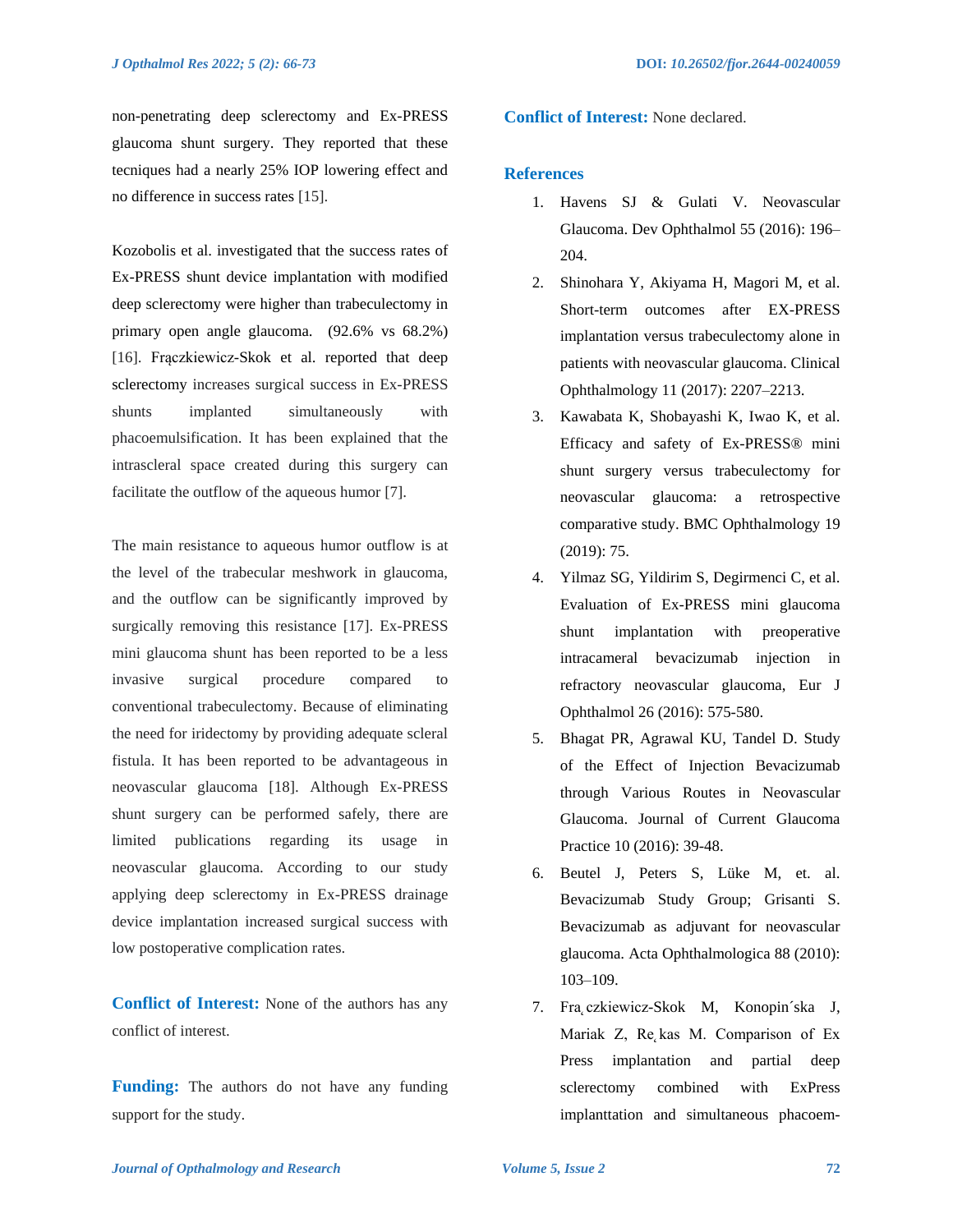non-penetrating deep sclerectomy and Ex-PRESS glaucoma shunt surgery. They reported that these tecniques had a nearly 25% IOP lowering effect and no difference in success rates [15].

Kozobolis et al. investigated that the success rates of Ex-PRESS shunt device implantation with modified deep sclerectomy were higher than trabeculectomy in primary open angle glaucoma. (92.6% vs 68.2%) [16]. Frączkiewicz-Skok et al. reported that deep sclerectomy increases surgical success in Ex-PRESS shunts implanted simultaneously with phacoemulsification. It has been explained that the intrascleral space created during this surgery can facilitate the outflow of the aqueous humor [7].

The main resistance to aqueous humor outflow is at the level of the trabecular meshwork in glaucoma, and the outflow can be significantly improved by surgically removing this resistance [17]. Ex-PRESS mini glaucoma shunt has been reported to be a less invasive surgical procedure compared to conventional trabeculectomy. Because of eliminating the need for iridectomy by providing adequate scleral fistula. It has been reported to be advantageous in neovascular glaucoma [18]. Although Ex-PRESS shunt surgery can be performed safely, there are limited publications regarding its usage in neovascular glaucoma. According to our study applying deep sclerectomy in Ex-PRESS drainage device implantation increased surgical success with low postoperative complication rates.

**Conflict of Interest:** None of the authors has any conflict of interest.

**Funding:** The authors do not have any funding support for the study.

**Conflict of Interest:** None declared.

## References

1. Havens SJ & Gulati V. Neovascular Glaucoma. Dev Ophthalmol 55 (2016): 196–204.
2. Shinohara Y, Akiyama H, Magori M, et al. Short-term outcomes after EX-PRESS implantation versus trabeculectomy alone in patients with neovascular glaucoma. Clinical Ophthalmology 11 (2017): 2207–2213.
3. Kawabata K, Shobayashi K, Iwao K, et al. Efficacy and safety of Ex-PRESS® mini shunt surgery versus trabeculectomy for neovascular glaucoma: a retrospective comparative study. BMC Ophthalmology 19 (2019): 75.
4. Yilmaz SG, Yildirim S, Degirmenci C, et al. Evaluation of Ex-PRESS mini glaucoma shunt implantation with preoperative intracameral bevacizumab injection in refractory neovascular glaucoma, Eur J Ophthalmol 26 (2016): 575-580.
5. Bhagat PR, Agrawal KU, Tandel D. Study of the Effect of Injection Bevacizumab through Various Routes in Neovascular Glaucoma. Journal of Current Glaucoma Practice 10 (2016): 39-48.
6. Beutel J, Peters S, Lüke M, et. al. Bevacizumab Study Group; Grisanti S. Bevacizumab as adjuvant for neovascular glaucoma. Acta Ophthalmologica 88 (2010): 103–109.
7. Fra̧czkiewicz-Skok M, Konopin´ska J, Mariak Z, Rȩkas M. Comparison of Ex Press implantation and partial deep sclerectomy combined with ExPress implanttation and simultaneous phacoem-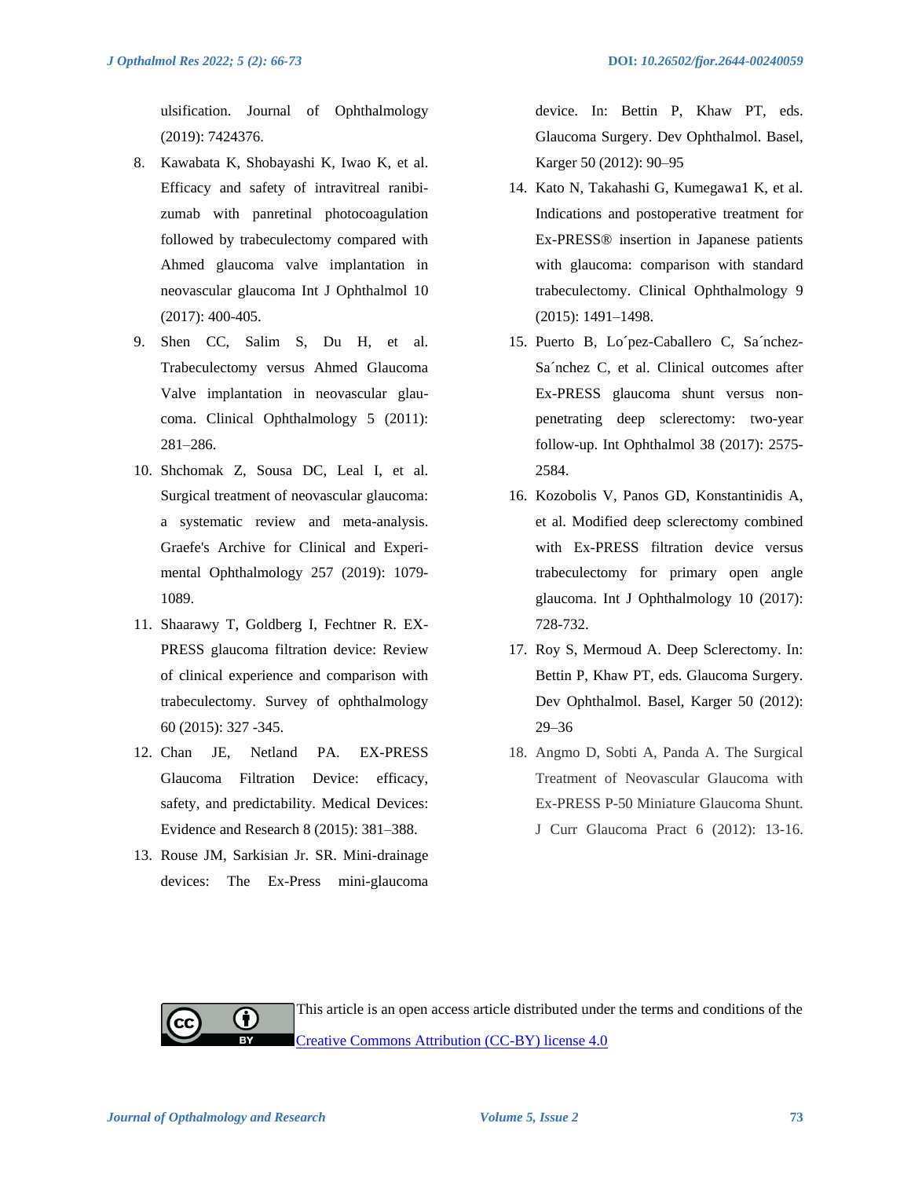ulsification. Journal of Ophthalmology (2019): 7424376.

8. Kawabata K, Shobayashi K, Iwao K, et al. Efficacy and safety of intravitreal ranibizumab with panretinal photocoagulation followed by trabeculectomy compared with Ahmed glaucoma valve implantation in neovascular glaucoma Int J Ophthalmol 10 (2017): 400-405.
9. Shen CC, Salim S, Du H, et al. Trabeculectomy versus Ahmed Glaucoma Valve implantation in neovascular glaucoma. Clinical Ophthalmology 5 (2011): 281–286.
10. Shchomak Z, Sousa DC, Leal I, et al. Surgical treatment of neovascular glaucoma: a systematic review and meta-analysis. Graefe's Archive for Clinical and Experimental Ophthalmology 257 (2019): 1079-1089.
11. Shaarawy T, Goldberg I, Fechtner R. EX-PRESS glaucoma filtration device: Review of clinical experience and comparison with trabeculectomy. Survey of ophthalmology 60 (2015): 327 -345.
12. Chan JE, Netland PA. EX-PRESS Glaucoma Filtration Device: efficacy, safety, and predictability. Medical Devices: Evidence and Research 8 (2015): 381–388.
13. Rouse JM, Sarkisian Jr. SR. Mini-drainage devices: The Ex-Press mini-glaucoma device. In: Bettin P, Khaw PT, eds. Glaucoma Surgery. Dev Ophthalmol. Basel, Karger 50 (2012): 90–95
14. Kato N, Takahashi G, Kumegawa1 K, et al. Indications and postoperative treatment for Ex-PRESS® insertion in Japanese patients with glaucoma: comparison with standard trabeculectomy. Clinical Ophthalmology 9 (2015): 1491–1498.
15. Puerto B, Lo´pez-Caballero C, Sa´nchez-Sa´nchez C, et al. Clinical outcomes after Ex-PRESS glaucoma shunt versus non-penetrating deep sclerectomy: two-year follow-up. Int Ophthalmol 38 (2017): 2575-2584.
16. Kozobolis V, Panos GD, Konstantinidis A, et al. Modified deep sclerectomy combined with Ex-PRESS filtration device versus trabeculectomy for primary open angle glaucoma. Int J Ophthalmology 10 (2017): 728-732.
17. Roy S, Mermoud A. Deep Sclerectomy. In: Bettin P, Khaw PT, eds. Glaucoma Surgery. Dev Ophthalmol. Basel, Karger 50 (2012): 29–36
18. Angmo D, Sobti A, Panda A. The Surgical Treatment of Neovascular Glaucoma with Ex-PRESS P-50 Miniature Glaucoma Shunt. J Curr Glaucoma Pract 6 (2012): 13-16.

This article is an open access article distributed under the terms and conditions of the Creative Commons Attribution (CC-BY) license 4.0